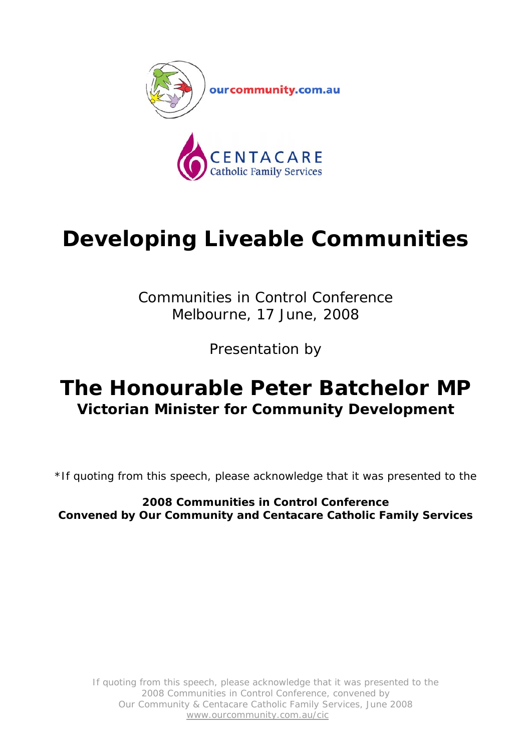ourcommunity.com.au

CENTACARE
Catholic Family Services

# Developing Liveable Communities

Communities in Control Conference
Melbourne, 17 June, 2008

Presentation by

## The Honourable Peter Batchelor MP
### Victorian Minister for Community Development

*If quoting from this speech, please acknowledge that it was presented to the

**2008 Communities in Control Conference**
**Convened by Our Community and Centacare Catholic Family Services**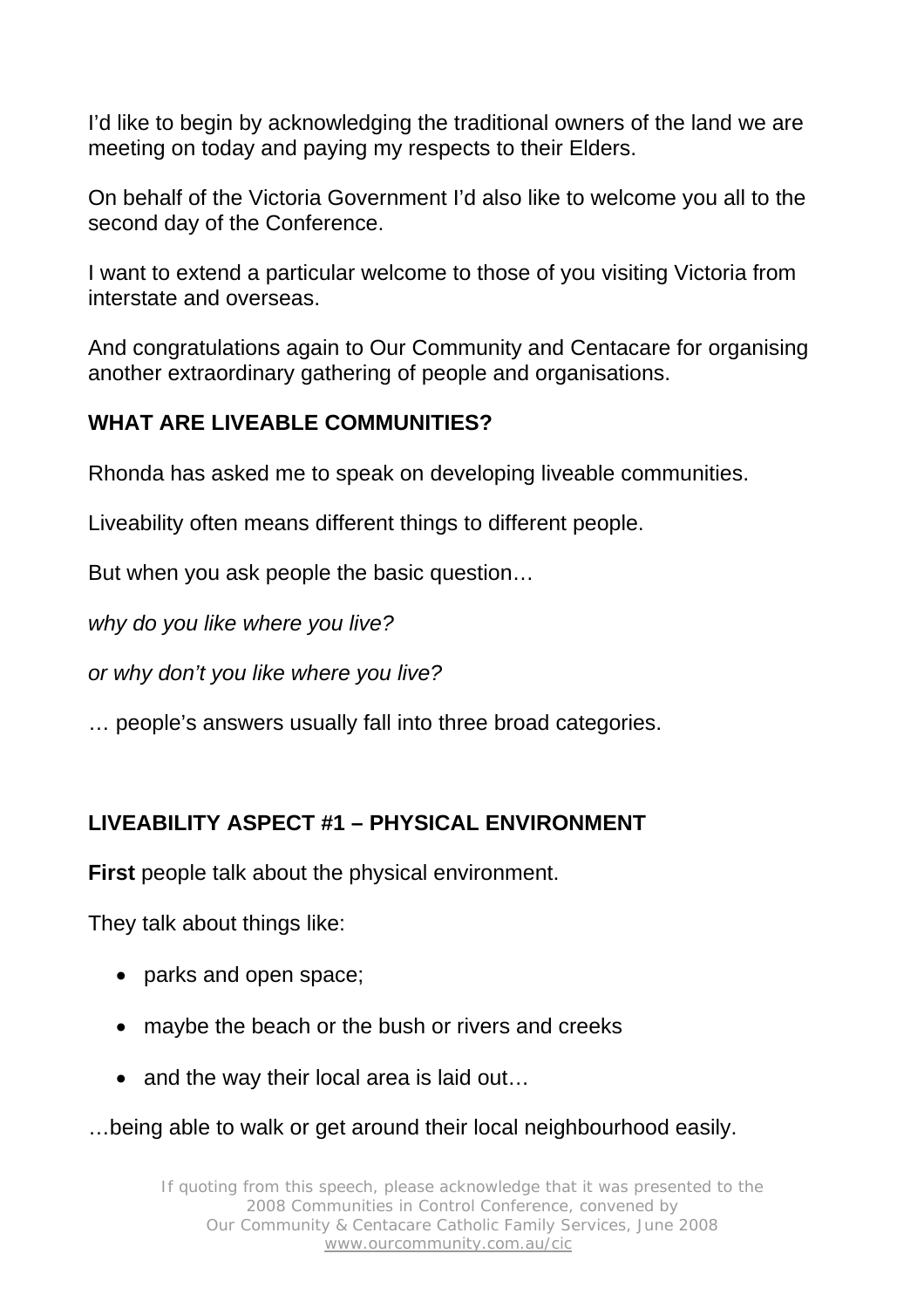I'd like to begin by acknowledging the traditional owners of the land we are meeting on today and paying my respects to their Elders.

On behalf of the Victoria Government I'd also like to welcome you all to the second day of the Conference.

I want to extend a particular welcome to those of you visiting Victoria from interstate and overseas.

And congratulations again to Our Community and Centacare for organising another extraordinary gathering of people and organisations.

## WHAT ARE LIVEABLE COMMUNITIES?

Rhonda has asked me to speak on developing liveable communities.

Liveability often means different things to different people.

But when you ask people the basic question…

*why do you like where you live?*

*or why don't you like where you live?*

… people's answers usually fall into three broad categories.

## LIVEABILITY ASPECT #1 – PHYSICAL ENVIRONMENT

**First** people talk about the physical environment.

They talk about things like:

- parks and open space;
- maybe the beach or the bush or rivers and creeks
- and the way their local area is laid out…

…being able to walk or get around their local neighbourhood easily.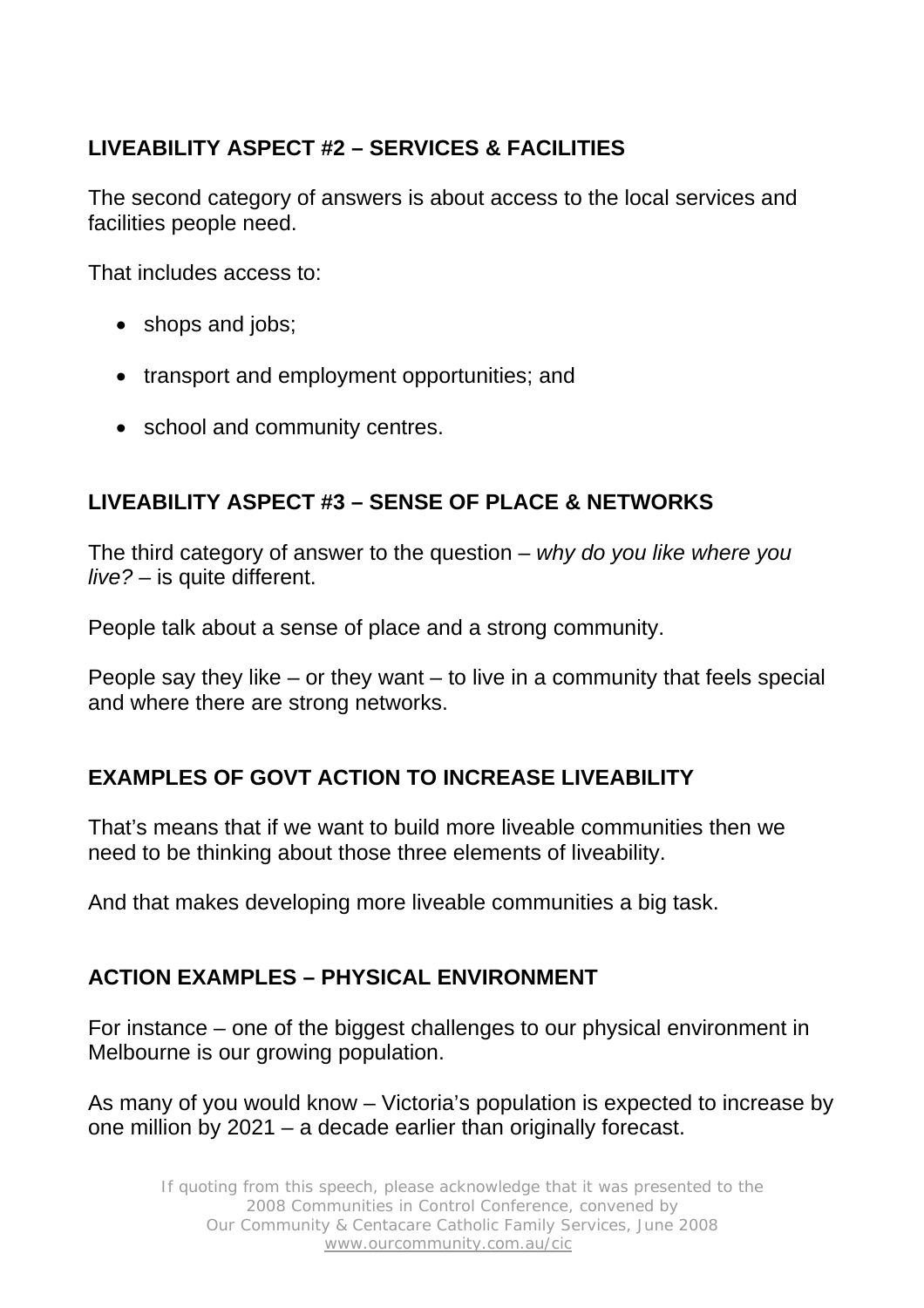## LIVEABILITY ASPECT #2 – SERVICES & FACILITIES

The second category of answers is about access to the local services and facilities people need.

That includes access to:

- shops and jobs;
- transport and employment opportunities; and
- school and community centres.

## LIVEABILITY ASPECT #3 – SENSE OF PLACE & NETWORKS

The third category of answer to the question – *why do you like where you live?* – is quite different.

People talk about a sense of place and a strong community.

People say they like – or they want – to live in a community that feels special and where there are strong networks.

## EXAMPLES OF GOVT ACTION TO INCREASE LIVEABILITY

That's means that if we want to build more liveable communities then we need to be thinking about those three elements of liveability.

And that makes developing more liveable communities a big task.

## ACTION EXAMPLES – PHYSICAL ENVIRONMENT

For instance – one of the biggest challenges to our physical environment in Melbourne is our growing population.

As many of you would know – Victoria's population is expected to increase by one million by 2021 – a decade earlier than originally forecast.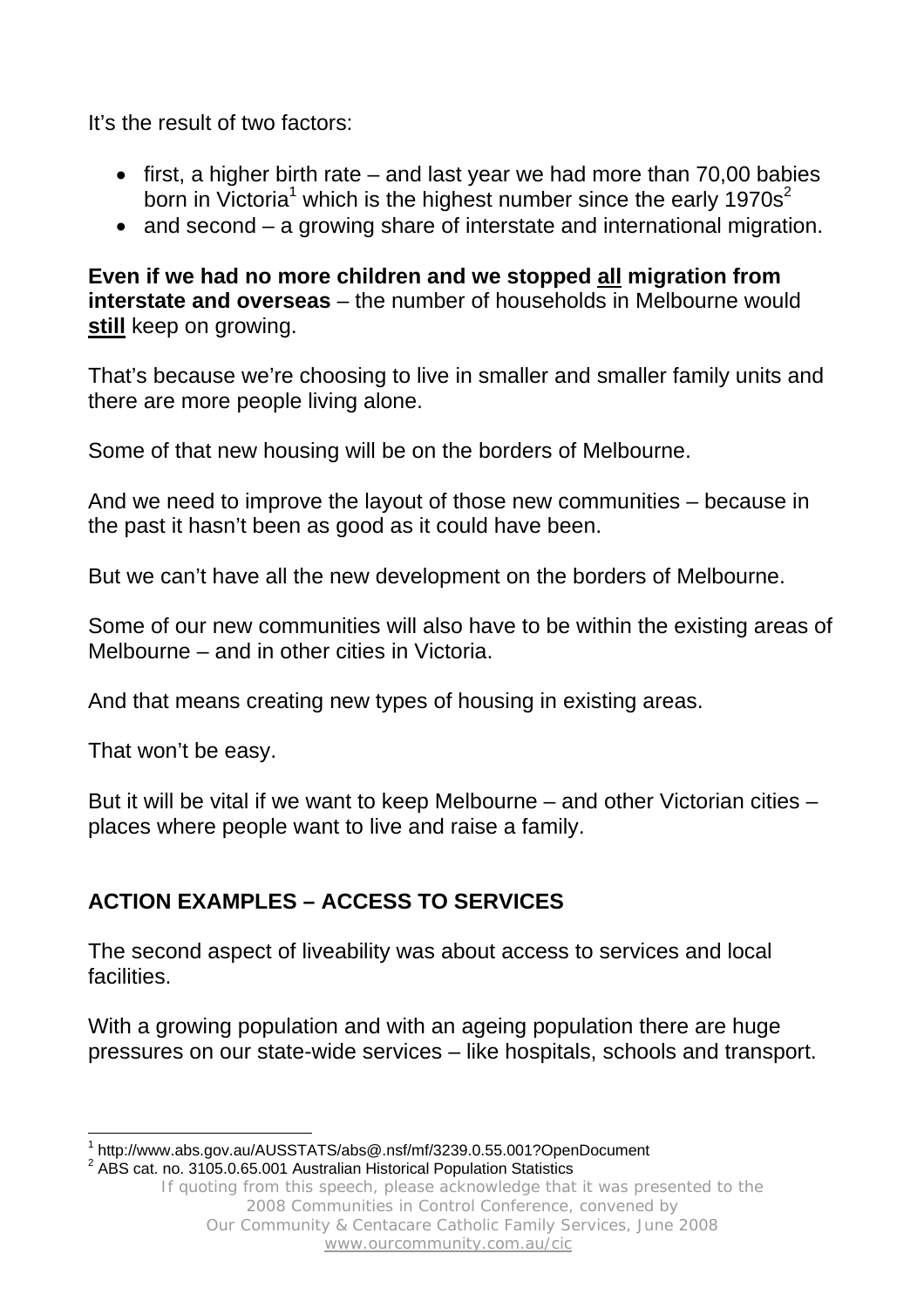It's the result of two factors:

- first, a higher birth rate – and last year we had more than 70,00 babies born in Victoria[1] which is the highest number since the early 1970s[2]
- and second – a growing share of interstate and international migration.

**Even if we had no more children and we stopped all migration from interstate and overseas** – the number of households in Melbourne would **still** keep on growing.

That's because we're choosing to live in smaller and smaller family units and there are more people living alone.

Some of that new housing will be on the borders of Melbourne.

And we need to improve the layout of those new communities – because in the past it hasn't been as good as it could have been.

But we can't have all the new development on the borders of Melbourne.

Some of our new communities will also have to be within the existing areas of Melbourne – and in other cities in Victoria.

And that means creating new types of housing in existing areas.

That won't be easy.

But it will be vital if we want to keep Melbourne – and other Victorian cities – places where people want to live and raise a family.

## ACTION EXAMPLES – ACCESS TO SERVICES

The second aspect of liveability was about access to services and local facilities.

With a growing population and with an ageing population there are huge pressures on our state-wide services – like hospitals, schools and transport.

---

[1] http://www.abs.gov.au/AUSSTATS/abs@.nsf/mf/3239.0.55.001?OpenDocument

[2] ABS cat. no. 3105.0.65.001 Australian Historical Population Statistics

*If quoting from this speech, please acknowledge that it was presented to the 2008 Communities in Control Conference, convened by Our Community & Centacare Catholic Family Services, June 2008 www.ourcommunity.com.au/cic*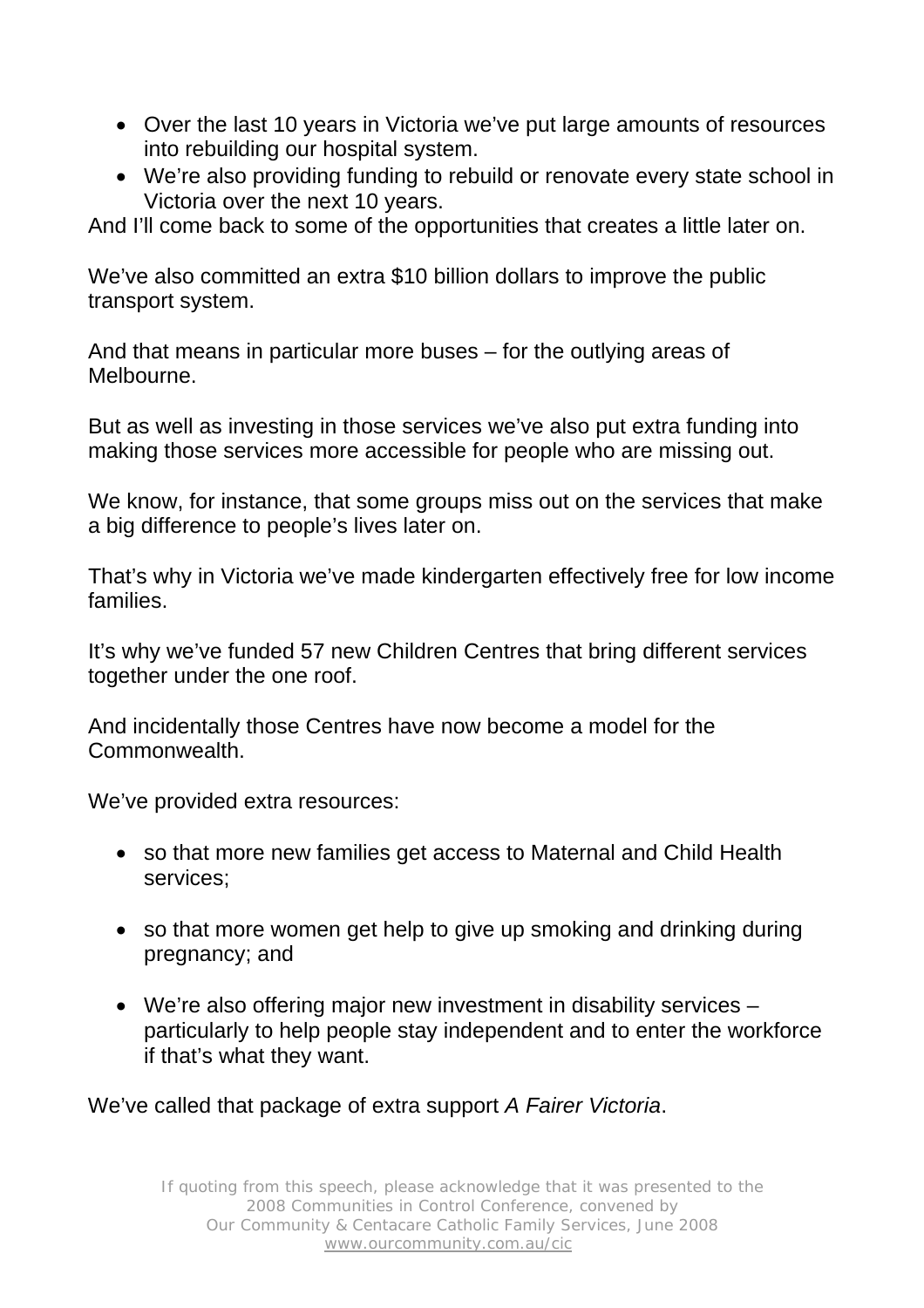- Over the last 10 years in Victoria we've put large amounts of resources into rebuilding our hospital system.
- We're also providing funding to rebuild or renovate every state school in Victoria over the next 10 years.

And I'll come back to some of the opportunities that creates a little later on.

We've also committed an extra $10 billion dollars to improve the public transport system.

And that means in particular more buses – for the outlying areas of Melbourne.

But as well as investing in those services we've also put extra funding into making those services more accessible for people who are missing out.

We know, for instance, that some groups miss out on the services that make a big difference to people's lives later on.

That's why in Victoria we've made kindergarten effectively free for low income families.

It's why we've funded 57 new Children Centres that bring different services together under the one roof.

And incidentally those Centres have now become a model for the Commonwealth.

We've provided extra resources:

- so that more new families get access to Maternal and Child Health services;

- so that more women get help to give up smoking and drinking during pregnancy; and

- We're also offering major new investment in disability services – particularly to help people stay independent and to enter the workforce if that's what they want.

We've called that package of extra support *A Fairer Victoria*.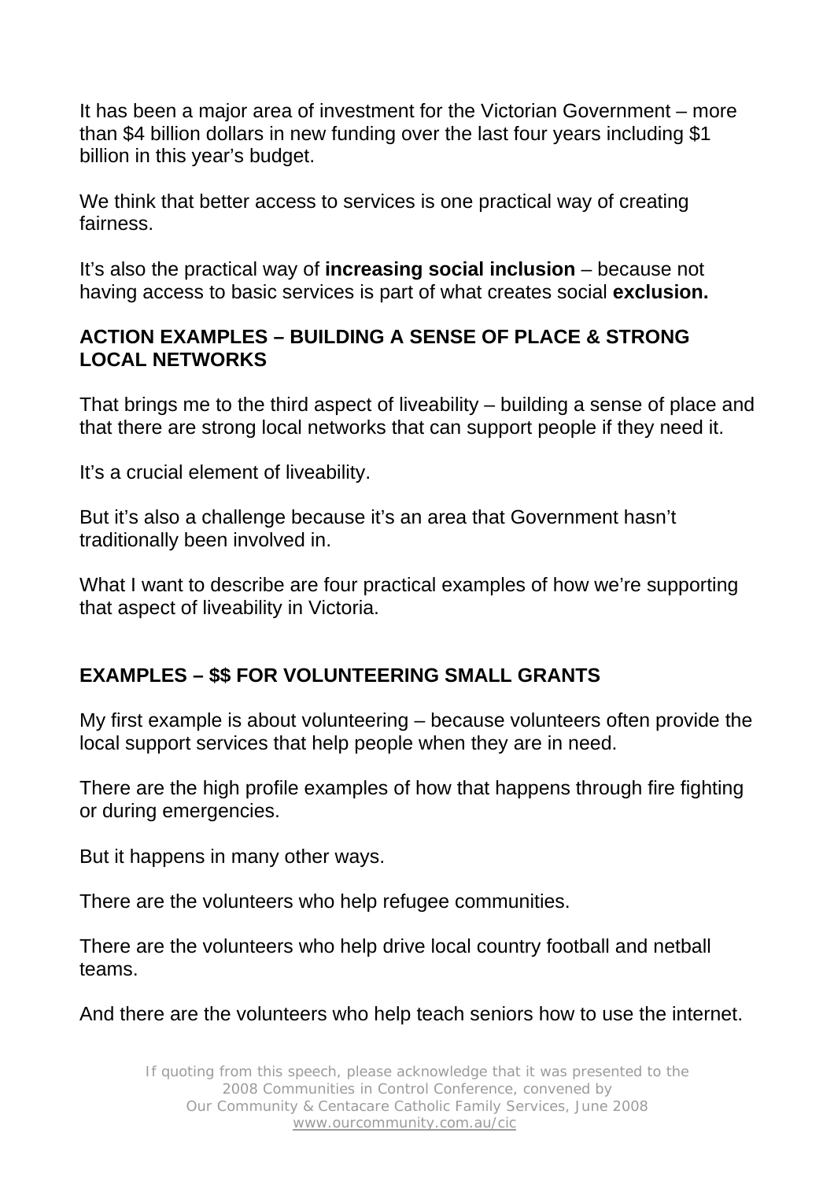It has been a major area of investment for the Victorian Government – more than $4 billion dollars in new funding over the last four years including $1 billion in this year's budget.

We think that better access to services is one practical way of creating fairness.

It's also the practical way of **increasing social inclusion** – because not having access to basic services is part of what creates social **exclusion.**

## ACTION EXAMPLES – BUILDING A SENSE OF PLACE & STRONG LOCAL NETWORKS

That brings me to the third aspect of liveability – building a sense of place and that there are strong local networks that can support people if they need it.

It's a crucial element of liveability.

But it's also a challenge because it's an area that Government hasn't traditionally been involved in.

What I want to describe are four practical examples of how we're supporting that aspect of liveability in Victoria.

## EXAMPLES – $$ FOR VOLUNTEERING SMALL GRANTS

My first example is about volunteering – because volunteers often provide the local support services that help people when they are in need.

There are the high profile examples of how that happens through fire fighting or during emergencies.

But it happens in many other ways.

There are the volunteers who help refugee communities.

There are the volunteers who help drive local country football and netball teams.

And there are the volunteers who help teach seniors how to use the internet.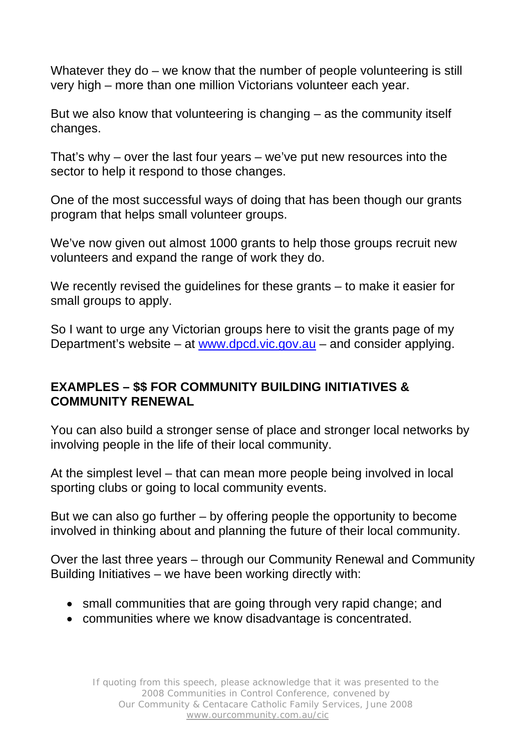Whatever they do – we know that the number of people volunteering is still very high – more than one million Victorians volunteer each year.

But we also know that volunteering is changing – as the community itself changes.

That's why – over the last four years – we've put new resources into the sector to help it respond to those changes.

One of the most successful ways of doing that has been though our grants program that helps small volunteer groups.

We've now given out almost 1000 grants to help those groups recruit new volunteers and expand the range of work they do.

We recently revised the guidelines for these grants – to make it easier for small groups to apply.

So I want to urge any Victorian groups here to visit the grants page of my Department's website – at [www.dpcd.vic.gov.au](http://www.dpcd.vic.gov.au) – and consider applying.

**EXAMPLES – $$ FOR COMMUNITY BUILDING INITIATIVES & COMMUNITY RENEWAL**

You can also build a stronger sense of place and stronger local networks by involving people in the life of their local community.

At the simplest level – that can mean more people being involved in local sporting clubs or going to local community events.

But we can also go further – by offering people the opportunity to become involved in thinking about and planning the future of their local community.

Over the last three years – through our Community Renewal and Community Building Initiatives – we have been working directly with:

- small communities that are going through very rapid change; and
- communities where we know disadvantage is concentrated.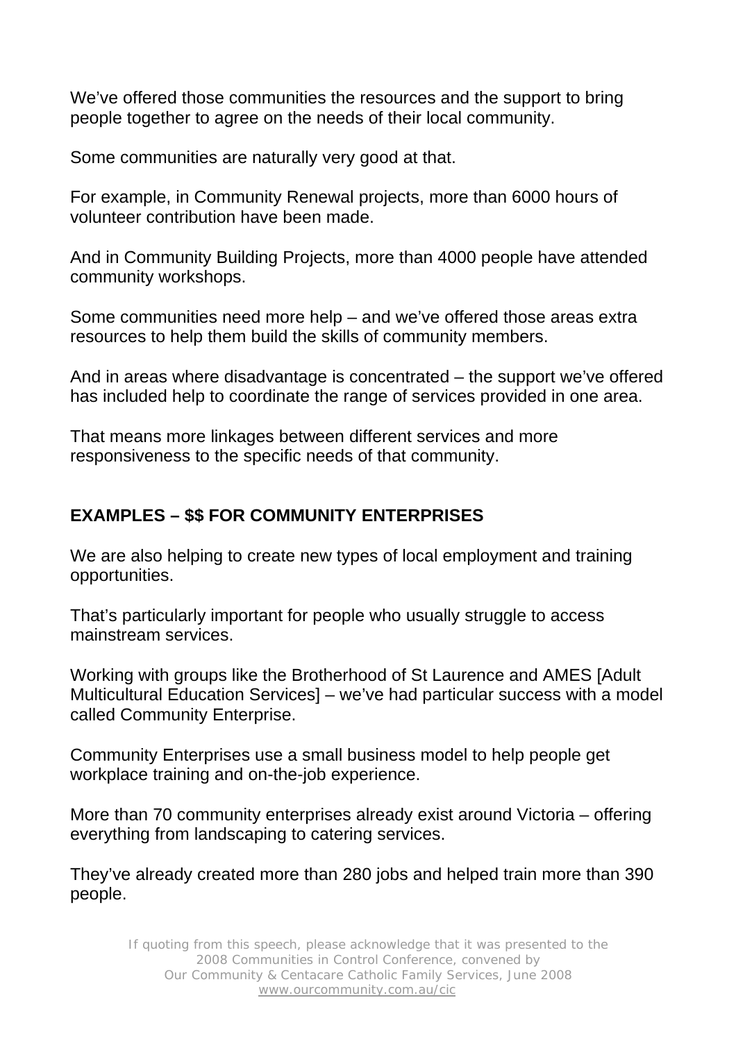We've offered those communities the resources and the support to bring people together to agree on the needs of their local community.

Some communities are naturally very good at that.

For example, in Community Renewal projects, more than 6000 hours of volunteer contribution have been made.

And in Community Building Projects, more than 4000 people have attended community workshops.

Some communities need more help – and we've offered those areas extra resources to help them build the skills of community members.

And in areas where disadvantage is concentrated – the support we've offered has included help to coordinate the range of services provided in one area.

That means more linkages between different services and more responsiveness to the specific needs of that community.

**EXAMPLES – $$ FOR COMMUNITY ENTERPRISES**

We are also helping to create new types of local employment and training opportunities.

That's particularly important for people who usually struggle to access mainstream services.

Working with groups like the Brotherhood of St Laurence and AMES [Adult Multicultural Education Services] – we've had particular success with a model called Community Enterprise.

Community Enterprises use a small business model to help people get workplace training and on-the-job experience.

More than 70 community enterprises already exist around Victoria – offering everything from landscaping to catering services.

They've already created more than 280 jobs and helped train more than 390 people.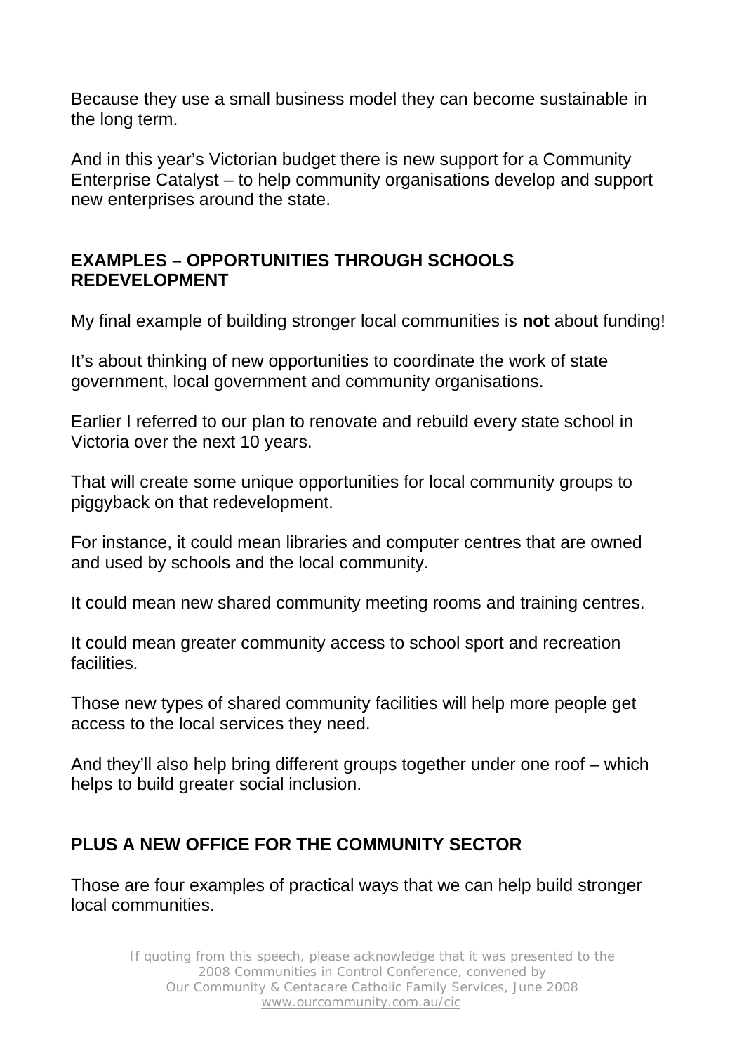Because they use a small business model they can become sustainable in the long term.

And in this year's Victorian budget there is new support for a Community Enterprise Catalyst – to help community organisations develop and support new enterprises around the state.

## EXAMPLES – OPPORTUNITIES THROUGH SCHOOLS REDEVELOPMENT

My final example of building stronger local communities is **not** about funding!

It's about thinking of new opportunities to coordinate the work of state government, local government and community organisations.

Earlier I referred to our plan to renovate and rebuild every state school in Victoria over the next 10 years.

That will create some unique opportunities for local community groups to piggyback on that redevelopment.

For instance, it could mean libraries and computer centres that are owned and used by schools and the local community.

It could mean new shared community meeting rooms and training centres.

It could mean greater community access to school sport and recreation facilities.

Those new types of shared community facilities will help more people get access to the local services they need.

And they'll also help bring different groups together under one roof – which helps to build greater social inclusion.

## PLUS A NEW OFFICE FOR THE COMMUNITY SECTOR

Those are four examples of practical ways that we can help build stronger local communities.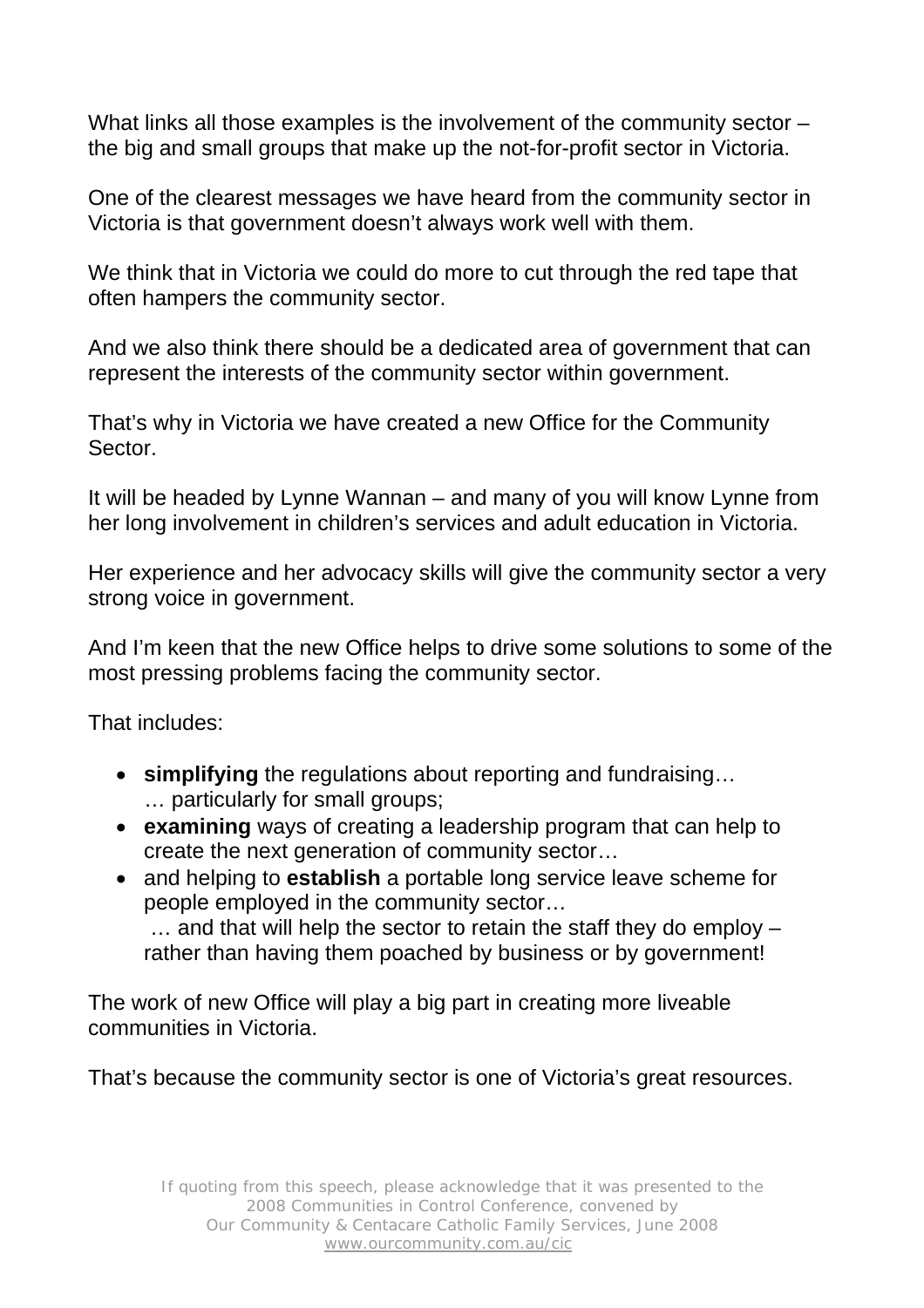What links all those examples is the involvement of the community sector – the big and small groups that make up the not-for-profit sector in Victoria.

One of the clearest messages we have heard from the community sector in Victoria is that government doesn't always work well with them.

We think that in Victoria we could do more to cut through the red tape that often hampers the community sector.

And we also think there should be a dedicated area of government that can represent the interests of the community sector within government.

That's why in Victoria we have created a new Office for the Community Sector.

It will be headed by Lynne Wannan – and many of you will know Lynne from her long involvement in children's services and adult education in Victoria.

Her experience and her advocacy skills will give the community sector a very strong voice in government.

And I'm keen that the new Office helps to drive some solutions to some of the most pressing problems facing the community sector.

That includes:

- **simplifying** the regulations about reporting and fundraising…
  … particularly for small groups;
- **examining** ways of creating a leadership program that can help to create the next generation of community sector…
- and helping to **establish** a portable long service leave scheme for people employed in the community sector…
  … and that will help the sector to retain the staff they do employ – rather than having them poached by business or by government!

The work of new Office will play a big part in creating more liveable communities in Victoria.

That's because the community sector is one of Victoria's great resources.

If quoting from this speech, please acknowledge that it was presented to the 2008 Communities in Control Conference, convened by Our Community & Centacare Catholic Family Services, June 2008 www.ourcommunity.com.au/cic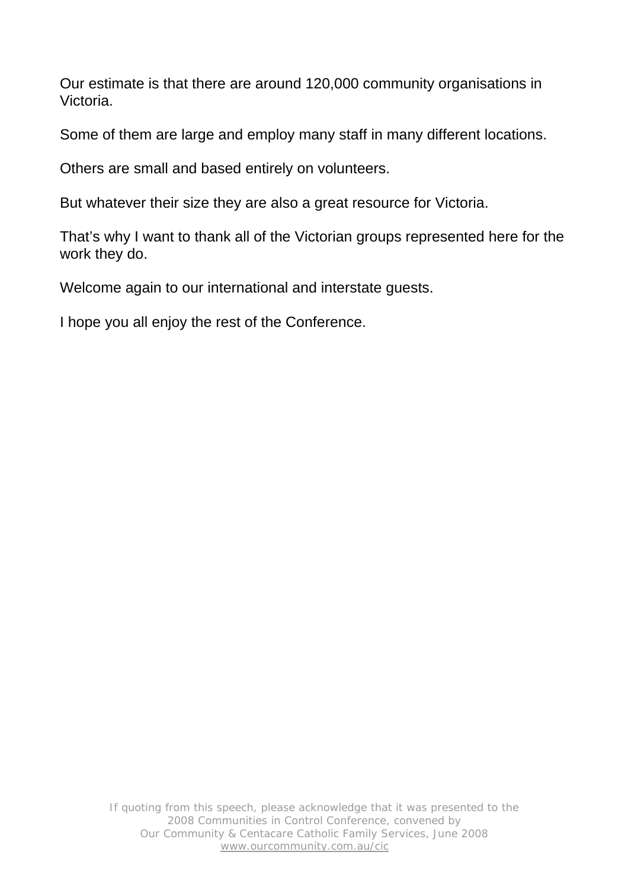Our estimate is that there are around 120,000 community organisations in Victoria.

Some of them are large and employ many staff in many different locations.

Others are small and based entirely on volunteers.

But whatever their size they are also a great resource for Victoria.

That's why I want to thank all of the Victorian groups represented here for the work they do.

Welcome again to our international and interstate guests.

I hope you all enjoy the rest of the Conference.